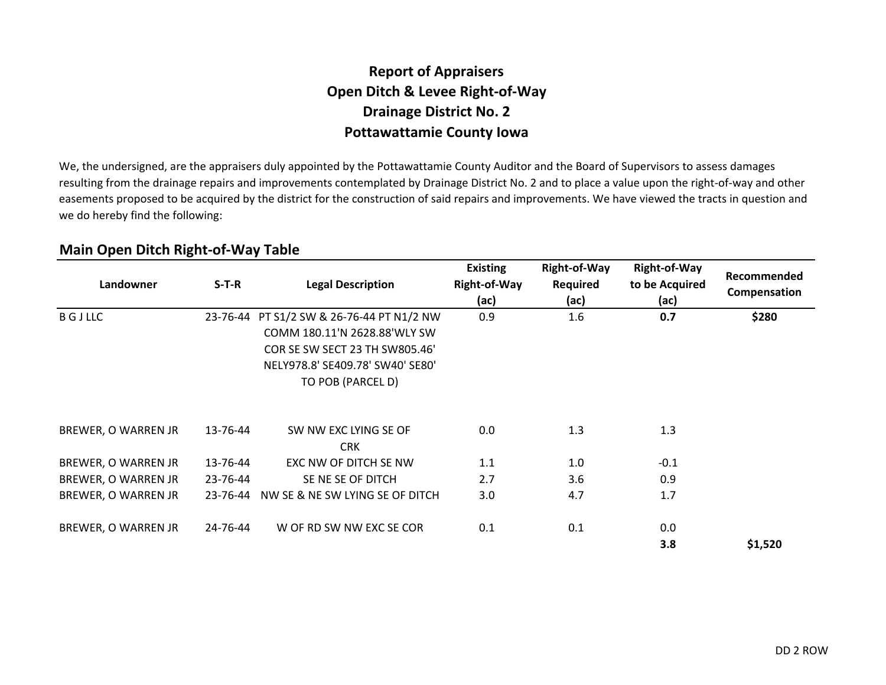# Report of Appraisers
# Open Ditch & Levee Right-of-Way
# Drainage District No. 2
# Pottawattamie County Iowa

We, the undersigned, are the appraisers duly appointed by the Pottawattamie County Auditor and the Board of Supervisors to assess damages resulting from the drainage repairs and improvements contemplated by Drainage District No. 2 and to place a value upon the right-of-way and other easements proposed to be acquired by the district for the construction of said repairs and improvements. We have viewed the tracts in question and we do hereby find the following:

## Main Open Ditch Right-of-Way Table

| Landowner | S-T-R | Legal Description | Existing Right-of-Way (ac) | Right-of-Way Required (ac) | Right-of-Way to be Acquired (ac) | Recommended Compensation |
|---|---|---|---|---|---|---|
| B G J LLC | 23-76-44 | PT S1/2 SW & 26-76-44 PT N1/2 NW COMM 180.11'N 2628.88'WLY SW COR SE SW SECT 23 TH SW805.46' NELY978.8' SE409.78' SW40' SE80' TO POB (PARCEL D) | 0.9 | 1.6 | **0.7** | **$280** |
| BREWER, O WARREN JR | 13-76-44 | SW NW EXC LYING SE OF CRK | 0.0 | 1.3 | 1.3 | |
| BREWER, O WARREN JR | 13-76-44 | EXC NW OF DITCH SE NW | 1.1 | 1.0 | -0.1 | |
| BREWER, O WARREN JR | 23-76-44 | SE NE SE OF DITCH | 2.7 | 3.6 | 0.9 | |
| BREWER, O WARREN JR | 23-76-44 | NW SE & NE SW LYING SE OF DITCH | 3.0 | 4.7 | 1.7 | |
| BREWER, O WARREN JR | 24-76-44 | W OF RD SW NW EXC SE COR | 0.1 | 0.1 | 0.0 | |
| | | | | | **3.8** | **$1,520** |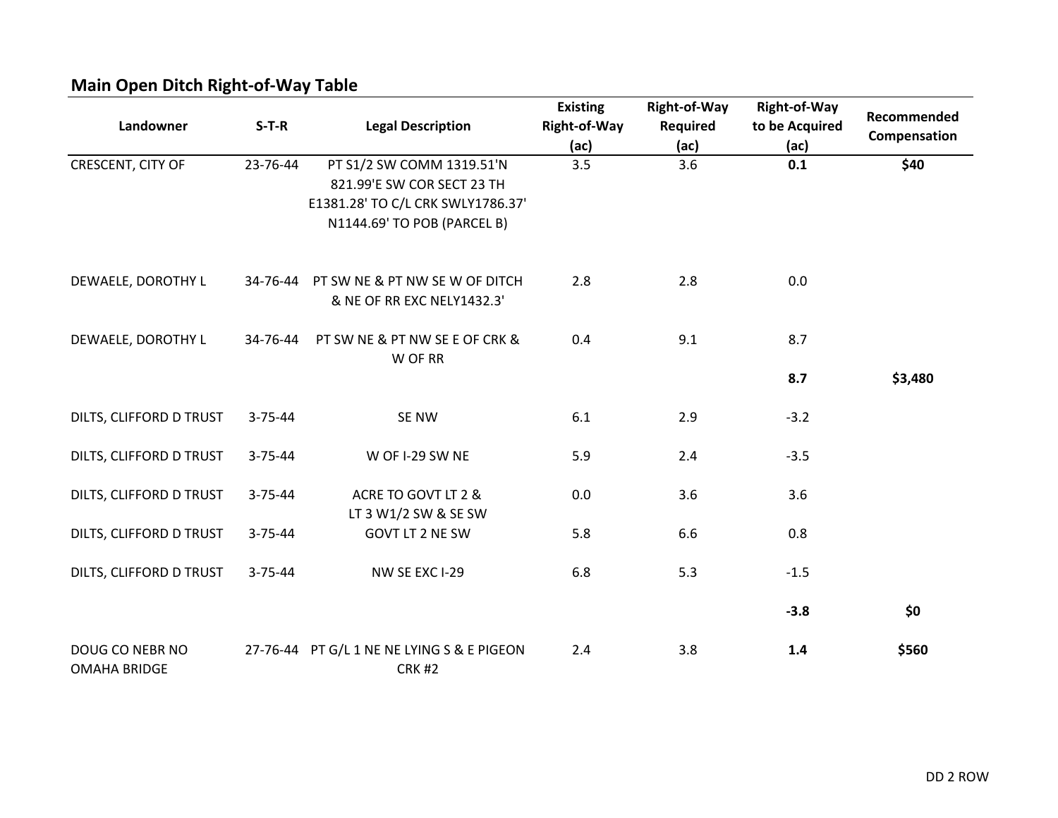## Main Open Ditch Right-of-Way Table

| Landowner | S-T-R | Legal Description | Existing Right-of-Way (ac) | Right-of-Way Required (ac) | Right-of-Way to be Acquired (ac) | Recommended Compensation |
|---|---|---|---|---|---|---|
| CRESCENT, CITY OF | 23-76-44 | PT S1/2 SW COMM 1319.51'N 821.99'E SW COR SECT 23 TH E1381.28' TO C/L CRK SWLY1786.37' N1144.69' TO POB (PARCEL B) | 3.5 | 3.6 | **0.1** | **$40** |
| DEWAELE, DOROTHY L | 34-76-44 | PT SW NE & PT NW SE W OF DITCH & NE OF RR EXC NELY1432.3' | 2.8 | 2.8 | 0.0 | |
| DEWAELE, DOROTHY L | 34-76-44 | PT SW NE & PT NW SE E OF CRK & W OF RR | 0.4 | 9.1 | 8.7 | |
| | | | | | **8.7** | **$3,480** |
| DILTS, CLIFFORD D TRUST | 3-75-44 | SE NW | 6.1 | 2.9 | -3.2 | |
| DILTS, CLIFFORD D TRUST | 3-75-44 | W OF I-29 SW NE | 5.9 | 2.4 | -3.5 | |
| DILTS, CLIFFORD D TRUST | 3-75-44 | ACRE TO GOVT LT 2 & LT 3 W1/2 SW & SE SW | 0.0 | 3.6 | 3.6 | |
| DILTS, CLIFFORD D TRUST | 3-75-44 | GOVT LT 2 NE SW | 5.8 | 6.6 | 0.8 | |
| DILTS, CLIFFORD D TRUST | 3-75-44 | NW SE EXC I-29 | 6.8 | 5.3 | -1.5 | |
| | | | | | **-3.8** | **$0** |
| DOUG CO NEBR NO OMAHA BRIDGE | 27-76-44 | PT G/L 1 NE NE LYING S & E PIGEON CRK #2 | 2.4 | 3.8 | **1.4** | **$560** |

DD 2 ROW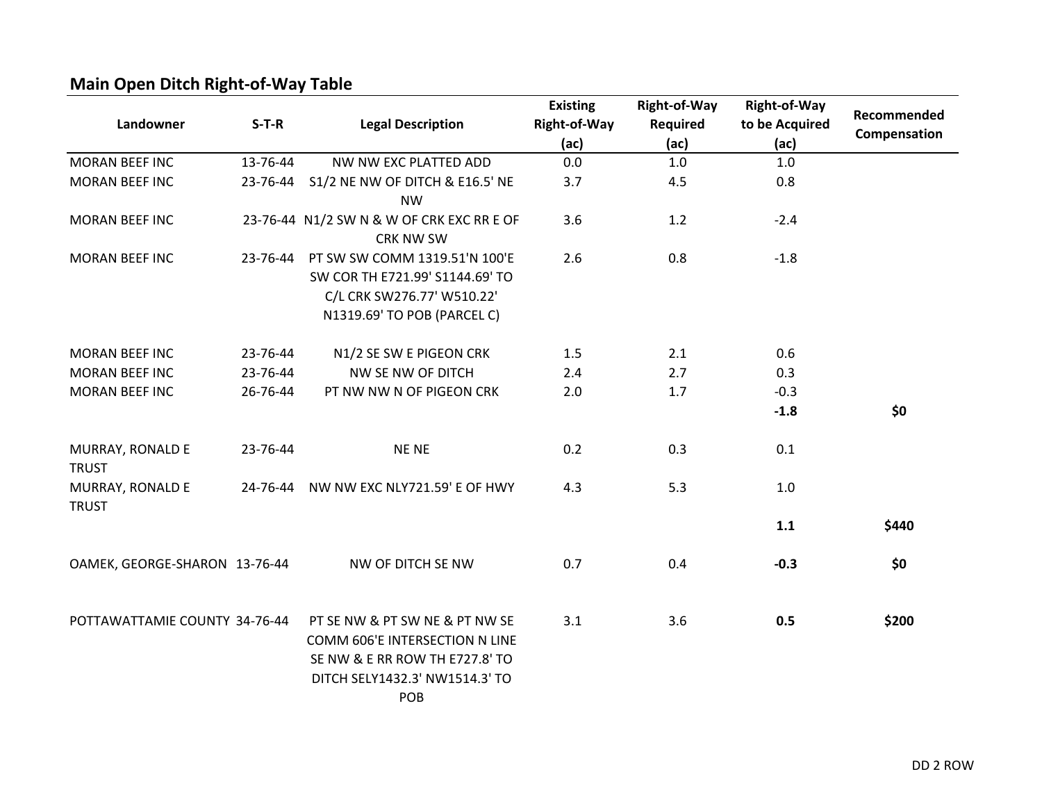## Main Open Ditch Right-of-Way Table

| Landowner | S-T-R | Legal Description | Existing Right-of-Way (ac) | Right-of-Way Required (ac) | Right-of-Way to be Acquired (ac) | Recommended Compensation |
|---|---|---|---|---|---|---|
| MORAN BEEF INC | 13-76-44 | NW NW EXC PLATTED ADD | 0.0 | 1.0 | 1.0 | |
| MORAN BEEF INC | 23-76-44 | S1/2 NE NW OF DITCH & E16.5' NE NW | 3.7 | 4.5 | 0.8 | |
| MORAN BEEF INC | 23-76-44 | N1/2 SW N & W OF CRK EXC RR E OF CRK NW SW | 3.6 | 1.2 | -2.4 | |
| MORAN BEEF INC | 23-76-44 | PT SW SW COMM 1319.51'N 100'E SW COR TH E721.99' S1144.69' TO C/L CRK SW276.77' W510.22' N1319.69' TO POB (PARCEL C) | 2.6 | 0.8 | -1.8 | |
| MORAN BEEF INC | 23-76-44 | N1/2 SE SW E PIGEON CRK | 1.5 | 2.1 | 0.6 | |
| MORAN BEEF INC | 23-76-44 | NW SE NW OF DITCH | 2.4 | 2.7 | 0.3 | |
| MORAN BEEF INC | 26-76-44 | PT NW NW N OF PIGEON CRK | 2.0 | 1.7 | -0.3 | |
| | | | | | **-1.8** | **$0** |
| MURRAY, RONALD E TRUST | 23-76-44 | NE NE | 0.2 | 0.3 | 0.1 | |
| MURRAY, RONALD E TRUST | 24-76-44 | NW NW EXC NLY721.59' E OF HWY | 4.3 | 5.3 | 1.0 | |
| | | | | | **1.1** | **$440** |
| OAMEK, GEORGE-SHARON | 13-76-44 | NW OF DITCH SE NW | 0.7 | 0.4 | **-0.3** | **$0** |
| POTTAWATTAMIE COUNTY | 34-76-44 | PT SE NW & PT SW NE & PT NW SE COMM 606'E INTERSECTION N LINE SE NW & E RR ROW TH E727.8' TO DITCH SELY1432.3' NW1514.3' TO POB | 3.1 | 3.6 | **0.5** | **$200** |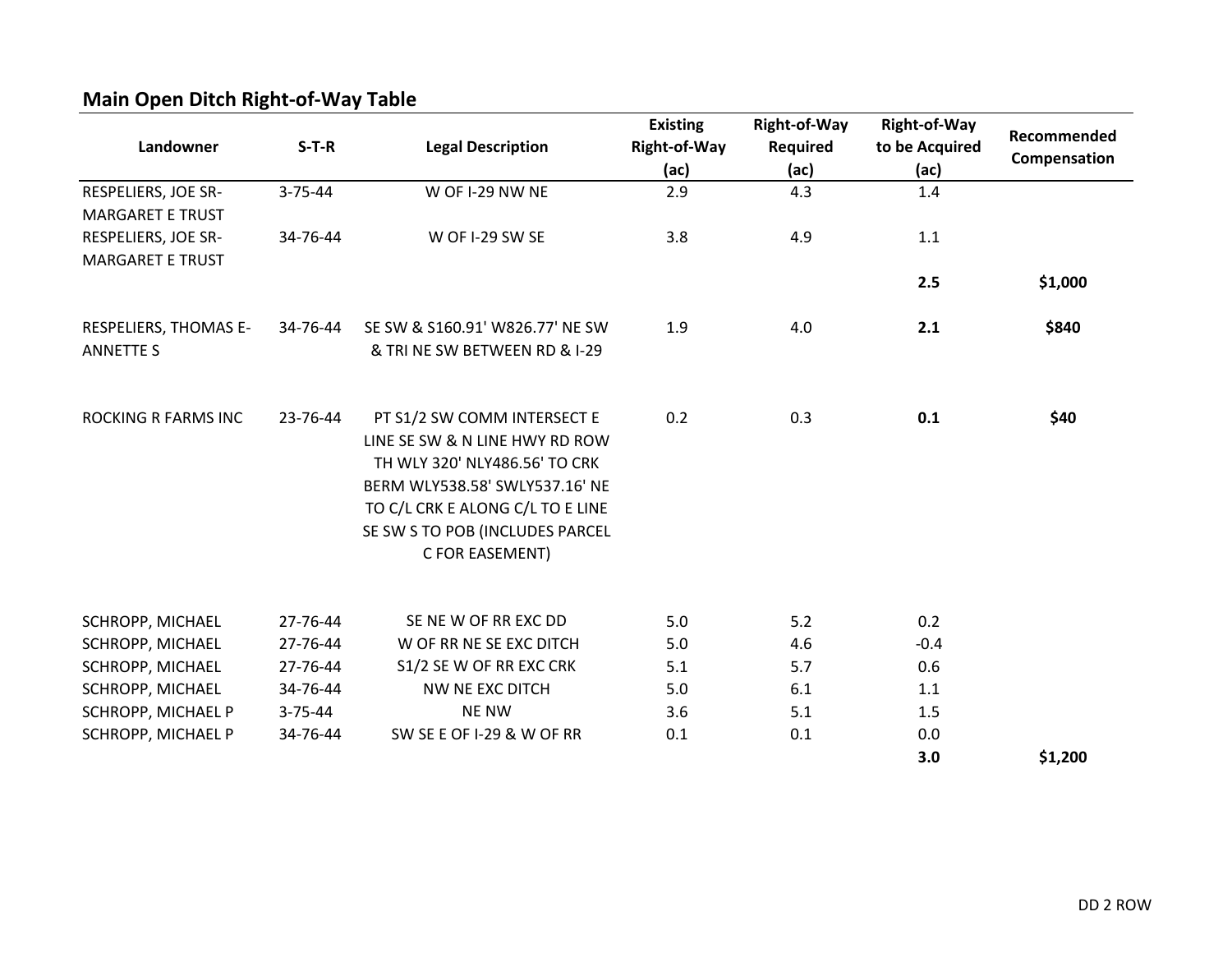## Main Open Ditch Right-of-Way Table

| Landowner | S-T-R | Legal Description | Existing Right-of-Way (ac) | Right-of-Way Required (ac) | Right-of-Way to be Acquired (ac) | Recommended Compensation |
|---|---|---|---|---|---|---|
| RESPELIERS, JOE SR-MARGARET E TRUST | 3-75-44 | W OF I-29 NW NE | 2.9 | 4.3 | 1.4 | |
| RESPELIERS, JOE SR-MARGARET E TRUST | 34-76-44 | W OF I-29 SW SE | 3.8 | 4.9 | 1.1 | |
| | | | | | **2.5** | **$1,000** |
| RESPELIERS, THOMAS E-ANNETTE S | 34-76-44 | SE SW & S160.91' W826.77' NE SW & TRI NE SW BETWEEN RD & I-29 | 1.9 | 4.0 | **2.1** | **$840** |
| ROCKING R FARMS INC | 23-76-44 | PT S1/2 SW COMM INTERSECT E LINE SE SW & N LINE HWY RD ROW TH WLY 320' NLY486.56' TO CRK BERM WLY538.58' SWLY537.16' NE TO C/L CRK E ALONG C/L TO E LINE SE SW S TO POB (INCLUDES PARCEL C FOR EASEMENT) | 0.2 | 0.3 | **0.1** | **$40** |
| SCHROPP, MICHAEL | 27-76-44 | SE NE W OF RR EXC DD | 5.0 | 5.2 | 0.2 | |
| SCHROPP, MICHAEL | 27-76-44 | W OF RR NE SE EXC DITCH | 5.0 | 4.6 | -0.4 | |
| SCHROPP, MICHAEL | 27-76-44 | S1/2 SE W OF RR EXC CRK | 5.1 | 5.7 | 0.6 | |
| SCHROPP, MICHAEL | 34-76-44 | NW NE EXC DITCH | 5.0 | 6.1 | 1.1 | |
| SCHROPP, MICHAEL P | 3-75-44 | NE NW | 3.6 | 5.1 | 1.5 | |
| SCHROPP, MICHAEL P | 34-76-44 | SW SE E OF I-29 & W OF RR | 0.1 | 0.1 | 0.0 | |
| | | | | | **3.0** | **$1,200** |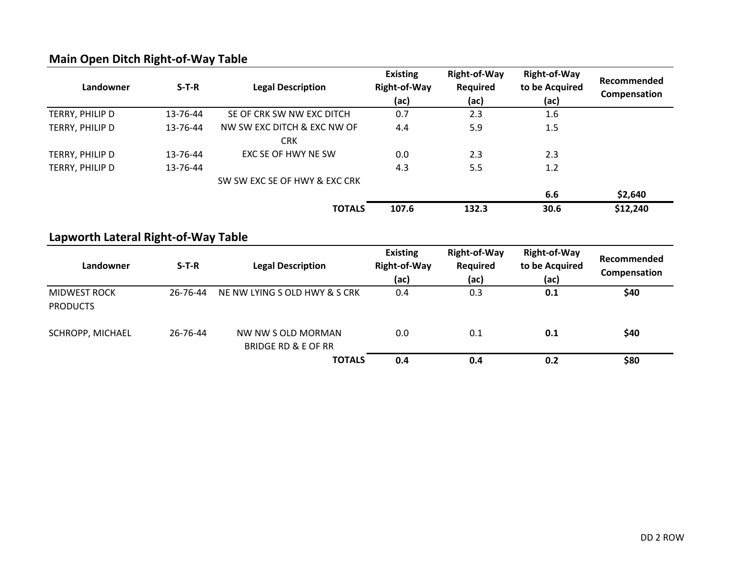## Main Open Ditch Right-of-Way Table

| Landowner | S-T-R | Legal Description | Existing Right-of-Way (ac) | Right-of-Way Required (ac) | Right-of-Way to be Acquired (ac) | Recommended Compensation |
|---|---|---|---|---|---|---|
| TERRY, PHILIP D | 13-76-44 | SE OF CRK SW NW EXC DITCH | 0.7 | 2.3 | 1.6 | |
| TERRY, PHILIP D | 13-76-44 | NW SW EXC DITCH & EXC NW OF CRK | 4.4 | 5.9 | 1.5 | |
| TERRY, PHILIP D | 13-76-44 | EXC SE OF HWY NE SW | 0.0 | 2.3 | 2.3 | |
| TERRY, PHILIP D | 13-76-44 | SW SW EXC SE OF HWY & EXC CRK | 4.3 | 5.5 | 1.2 | |
| | | | | | **6.6** | **$2,640** |
| | | **TOTALS** | **107.6** | **132.3** | **30.6** | **$12,240** |

## Lapworth Lateral Right-of-Way Table

| Landowner | S-T-R | Legal Description | Existing Right-of-Way (ac) | Right-of-Way Required (ac) | Right-of-Way to be Acquired (ac) | Recommended Compensation |
|---|---|---|---|---|---|---|
| MIDWEST ROCK PRODUCTS | 26-76-44 | NE NW LYING S OLD HWY & S CRK | 0.4 | 0.3 | **0.1** | **$40** |
| SCHROPP, MICHAEL | 26-76-44 | NW NW S OLD MORMAN BRIDGE RD & E OF RR | 0.0 | 0.1 | **0.1** | **$40** |
| | | **TOTALS** | **0.4** | **0.4** | **0.2** | **$80** |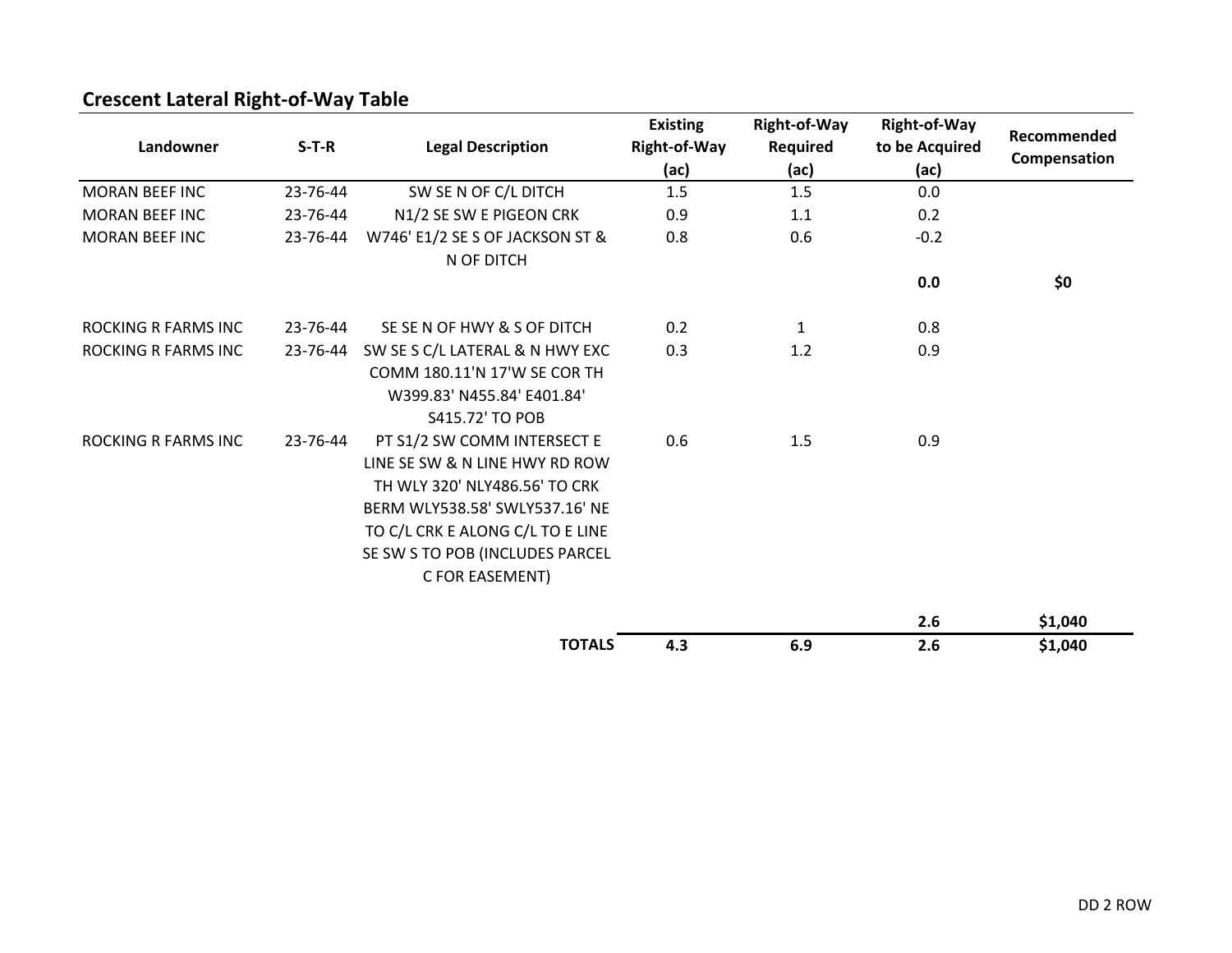## Crescent Lateral Right-of-Way Table

| Landowner | S-T-R | Legal Description | Existing Right-of-Way (ac) | Right-of-Way Required (ac) | Right-of-Way to be Acquired (ac) | Recommended Compensation |
|---|---|---|---|---|---|---|
| MORAN BEEF INC | 23-76-44 | SW SE N OF C/L DITCH | 1.5 | 1.5 | 0.0 | |
| MORAN BEEF INC | 23-76-44 | N1/2 SE SW E PIGEON CRK | 0.9 | 1.1 | 0.2 | |
| MORAN BEEF INC | 23-76-44 | W746' E1/2 SE S OF JACKSON ST & N OF DITCH | 0.8 | 0.6 | -0.2 | |
| | | | | | **0.0** | **$0** |
| ROCKING R FARMS INC | 23-76-44 | SE SE N OF HWY & S OF DITCH | 0.2 | 1 | 0.8 | |
| ROCKING R FARMS INC | 23-76-44 | SW SE S C/L LATERAL & N HWY EXC COMM 180.11'N 17'W SE COR TH W399.83' N455.84' E401.84' S415.72' TO POB | 0.3 | 1.2 | 0.9 | |
| ROCKING R FARMS INC | 23-76-44 | PT S1/2 SW COMM INTERSECT E LINE SE SW & N LINE HWY RD ROW TH WLY 320' NLY486.56' TO CRK BERM WLY538.58' SWLY537.16' NE TO C/L CRK E ALONG C/L TO E LINE SE SW S TO POB (INCLUDES PARCEL C FOR EASEMENT) | 0.6 | 1.5 | 0.9 | |
| | | | | | **2.6** | **$1,040** |
| | | **TOTALS** | **4.3** | **6.9** | **2.6** | **$1,040** |

DD 2 ROW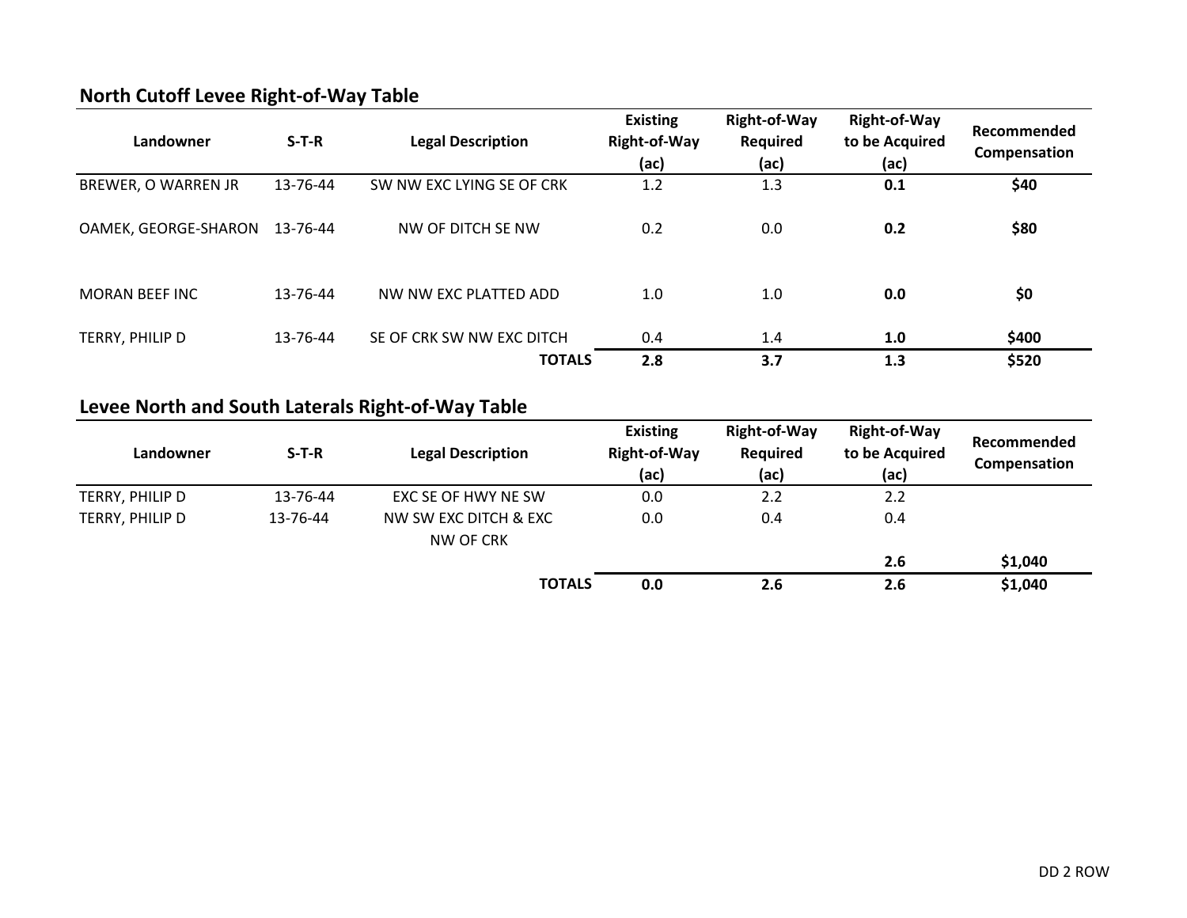## North Cutoff Levee Right-of-Way Table

| Landowner | S-T-R | Legal Description | Existing Right-of-Way (ac) | Right-of-Way Required (ac) | Right-of-Way to be Acquired (ac) | Recommended Compensation |
|---|---|---|---|---|---|---|
| BREWER, O WARREN JR | 13-76-44 | SW NW EXC LYING SE OF CRK | 1.2 | 1.3 | **0.1** | **$40** |
| OAMEK, GEORGE-SHARON | 13-76-44 | NW OF DITCH SE NW | 0.2 | 0.0 | **0.2** | **$80** |
| MORAN BEEF INC | 13-76-44 | NW NW EXC PLATTED ADD | 1.0 | 1.0 | **0.0** | **$0** |
| TERRY, PHILIP D | 13-76-44 | SE OF CRK SW NW EXC DITCH | 0.4 | 1.4 | **1.0** | **$400** |
| | | **TOTALS** | **2.8** | **3.7** | **1.3** | **$520** |

## Levee North and South Laterals Right-of-Way Table

| Landowner | S-T-R | Legal Description | Existing Right-of-Way (ac) | Right-of-Way Required (ac) | Right-of-Way to be Acquired (ac) | Recommended Compensation |
|---|---|---|---|---|---|---|
| TERRY, PHILIP D | 13-76-44 | EXC SE OF HWY NE SW | 0.0 | 2.2 | 2.2 | |
| TERRY, PHILIP D | 13-76-44 | NW SW EXC DITCH & EXC NW OF CRK | 0.0 | 0.4 | 0.4 | |
| | | | | | **2.6** | **$1,040** |
| | | **TOTALS** | **0.0** | **2.6** | **2.6** | **$1,040** |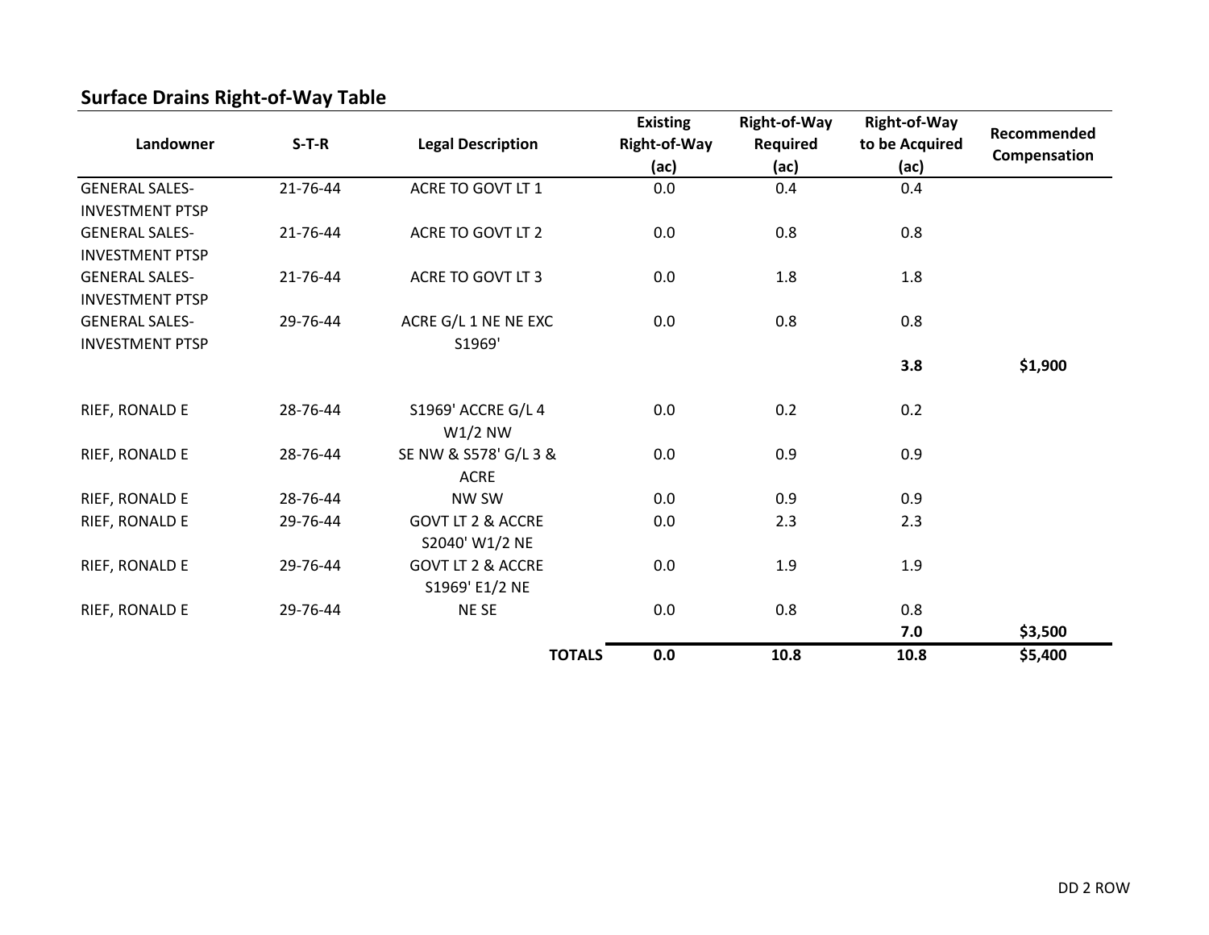## Surface Drains Right-of-Way Table

| Landowner | S-T-R | Legal Description | Existing Right-of-Way (ac) | Right-of-Way Required (ac) | Right-of-Way to be Acquired (ac) | Recommended Compensation |
|---|---|---|---|---|---|---|
| GENERAL SALES-INVESTMENT PTSP | 21-76-44 | ACRE TO GOVT LT 1 | 0.0 | 0.4 | 0.4 | |
| GENERAL SALES-INVESTMENT PTSP | 21-76-44 | ACRE TO GOVT LT 2 | 0.0 | 0.8 | 0.8 | |
| GENERAL SALES-INVESTMENT PTSP | 21-76-44 | ACRE TO GOVT LT 3 | 0.0 | 1.8 | 1.8 | |
| GENERAL SALES-INVESTMENT PTSP | 29-76-44 | ACRE G/L 1 NE NE EXC S1969' | 0.0 | 0.8 | 0.8 | |
| | | | | | **3.8** | **$1,900** |
| RIEF, RONALD E | 28-76-44 | S1969' ACCRE G/L 4 W1/2 NW | 0.0 | 0.2 | 0.2 | |
| RIEF, RONALD E | 28-76-44 | SE NW & S578' G/L 3 & ACRE | 0.0 | 0.9 | 0.9 | |
| RIEF, RONALD E | 28-76-44 | NW SW | 0.0 | 0.9 | 0.9 | |
| RIEF, RONALD E | 29-76-44 | GOVT LT 2 & ACCRE S2040' W1/2 NE | 0.0 | 2.3 | 2.3 | |
| RIEF, RONALD E | 29-76-44 | GOVT LT 2 & ACCRE S1969' E1/2 NE | 0.0 | 1.9 | 1.9 | |
| RIEF, RONALD E | 29-76-44 | NE SE | 0.0 | 0.8 | 0.8 | |
| | | | | | **7.0** | **$3,500** |
| | | **TOTALS** | **0.0** | **10.8** | **10.8** | **$5,400** |

DD 2 ROW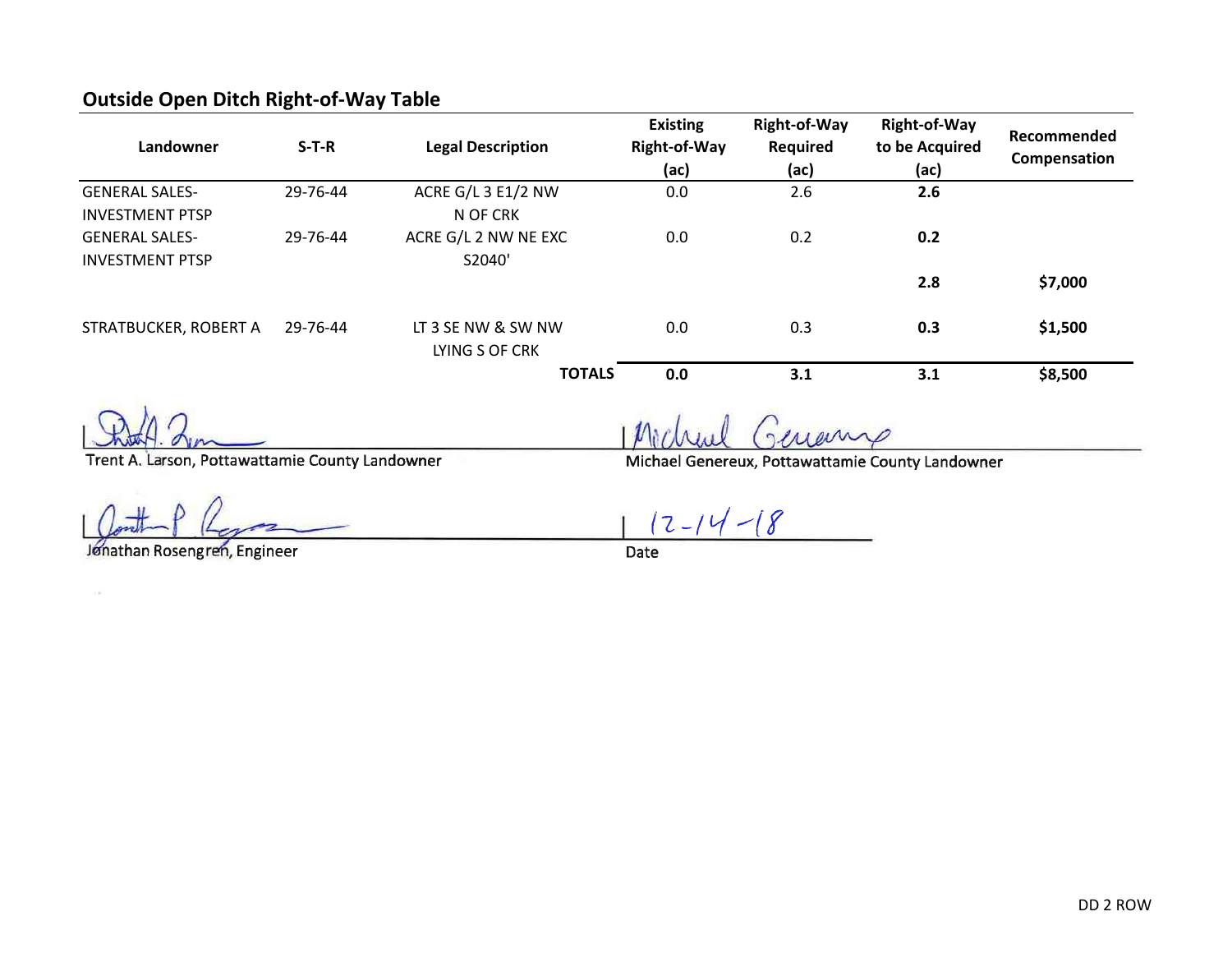## Outside Open Ditch Right-of-Way Table

| Landowner | S-T-R | Legal Description | Existing Right-of-Way (ac) | Right-of-Way Required (ac) | Right-of-Way to be Acquired (ac) | Recommended Compensation |
|---|---|---|---|---|---|---|
| GENERAL SALES-INVESTMENT PTSP | 29-76-44 | ACRE G/L 3 E1/2 NW N OF CRK | 0.0 | 2.6 | **2.6** | |
| GENERAL SALES-INVESTMENT PTSP | 29-76-44 | ACRE G/L 2 NW NE EXC S2040' | 0.0 | 0.2 | **0.2** | |
| | | | | | **2.8** | **$7,000** |
| STRATBUCKER, ROBERT A | 29-76-44 | LT 3 SE NW & SW NW LYING S OF CRK | 0.0 | 0.3 | **0.3** | **$1,500** |
| | | **TOTALS** | **0.0** | **3.1** | **3.1** | **$8,500** |

Trent A. Larson, Pottawattamie County Landowner

Michael Genereux, Pottawattamie County Landowner

Jonathan Rosengren, Engineer

12-14-18

Date

DD 2 ROW